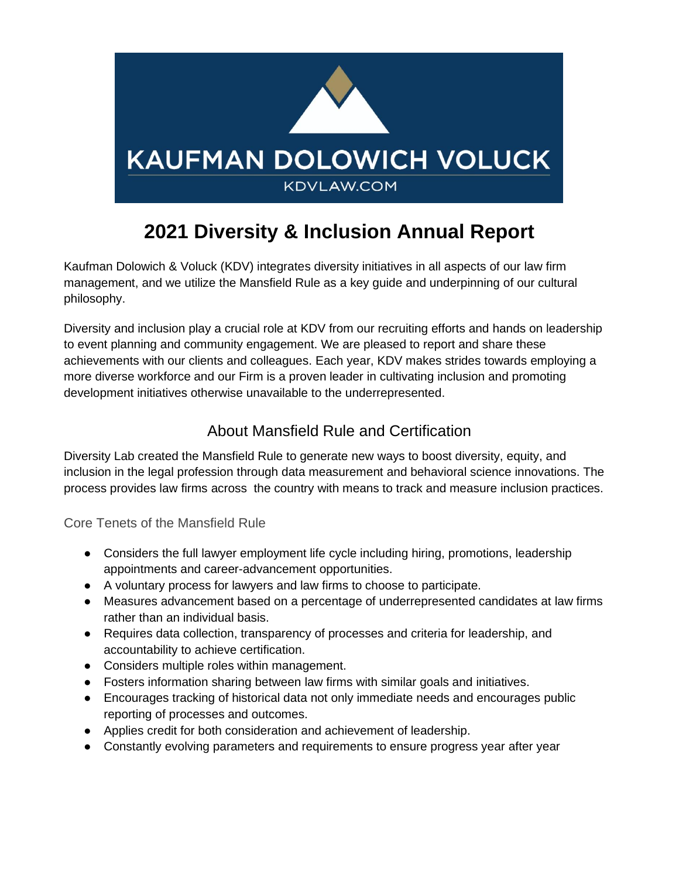KAUFMAN DOLOWICH VOLUCK

KDVLAW.COM

# 2021 Diversity & Inclusion Annual Report

Kaufman Dolowich & Voluck (KDV) integrates diversity initiatives in all aspects of our law firm management, and we utilize the Mansfield Rule as a key guide and underpinning of our cultural philosophy.

Diversity and inclusion play a crucial role at KDV from our recruiting efforts and hands on leadership to event planning and community engagement. We are pleased to report and share these achievements with our clients and colleagues. Each year, KDV makes strides towards employing a more diverse workforce and our Firm is a proven leader in cultivating inclusion and promoting development initiatives otherwise unavailable to the underrepresented.

## About Mansfield Rule and Certification

Diversity Lab created the Mansfield Rule to generate new ways to boost diversity, equity, and inclusion in the legal profession through data measurement and behavioral science innovations. The process provides law firms across the country with means to track and measure inclusion practices.

### Core Tenets of the Mansfield Rule

- Considers the full lawyer employment life cycle including hiring, promotions, leadership appointments and career-advancement opportunities.
- A voluntary process for lawyers and law firms to choose to participate.
- Measures advancement based on a percentage of underrepresented candidates at law firms rather than an individual basis.
- Requires data collection, transparency of processes and criteria for leadership, and accountability to achieve certification.
- Considers multiple roles within management.
- Fosters information sharing between law firms with similar goals and initiatives.
- Encourages tracking of historical data not only immediate needs and encourages public reporting of processes and outcomes.
- Applies credit for both consideration and achievement of leadership.
- Constantly evolving parameters and requirements to ensure progress year after year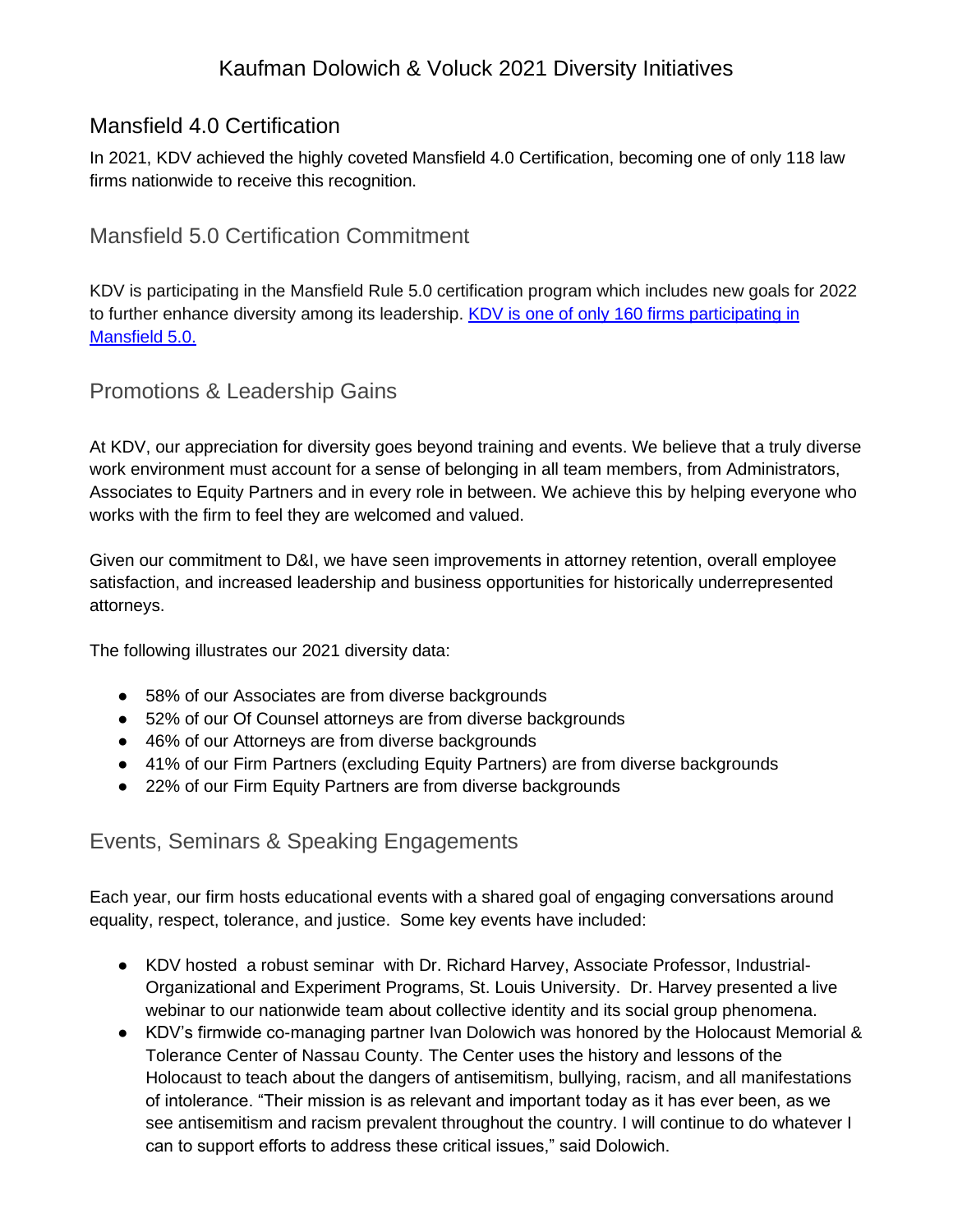# Kaufman Dolowich & Voluck 2021 Diversity Initiatives

## Mansfield 4.0 Certification

In 2021, KDV achieved the highly coveted Mansfield 4.0 Certification, becoming one of only 118 law firms nationwide to receive this recognition.

## Mansfield 5.0 Certification Commitment

KDV is participating in the Mansfield Rule 5.0 certification program which includes new goals for 2022 to further enhance diversity among its leadership. [KDV is one of only 160 firms participating in Mansfield 5.0.]()

## Promotions & Leadership Gains

At KDV, our appreciation for diversity goes beyond training and events. We believe that a truly diverse work environment must account for a sense of belonging in all team members, from Administrators, Associates to Equity Partners and in every role in between. We achieve this by helping everyone who works with the firm to feel they are welcomed and valued.

Given our commitment to D&I, we have seen improvements in attorney retention, overall employee satisfaction, and increased leadership and business opportunities for historically underrepresented attorneys.

The following illustrates our 2021 diversity data:

- 58% of our Associates are from diverse backgrounds
- 52% of our Of Counsel attorneys are from diverse backgrounds
- 46% of our Attorneys are from diverse backgrounds
- 41% of our Firm Partners (excluding Equity Partners) are from diverse backgrounds
- 22% of our Firm Equity Partners are from diverse backgrounds

## Events, Seminars & Speaking Engagements

Each year, our firm hosts educational events with a shared goal of engaging conversations around equality, respect, tolerance, and justice. Some key events have included:

- KDV hosted a robust seminar with Dr. Richard Harvey, Associate Professor, Industrial-Organizational and Experiment Programs, St. Louis University. Dr. Harvey presented a live webinar to our nationwide team about collective identity and its social group phenomena.
- KDV's firmwide co-managing partner Ivan Dolowich was honored by the Holocaust Memorial & Tolerance Center of Nassau County. The Center uses the history and lessons of the Holocaust to teach about the dangers of antisemitism, bullying, racism, and all manifestations of intolerance. "Their mission is as relevant and important today as it has ever been, as we see antisemitism and racism prevalent throughout the country. I will continue to do whatever I can to support efforts to address these critical issues," said Dolowich.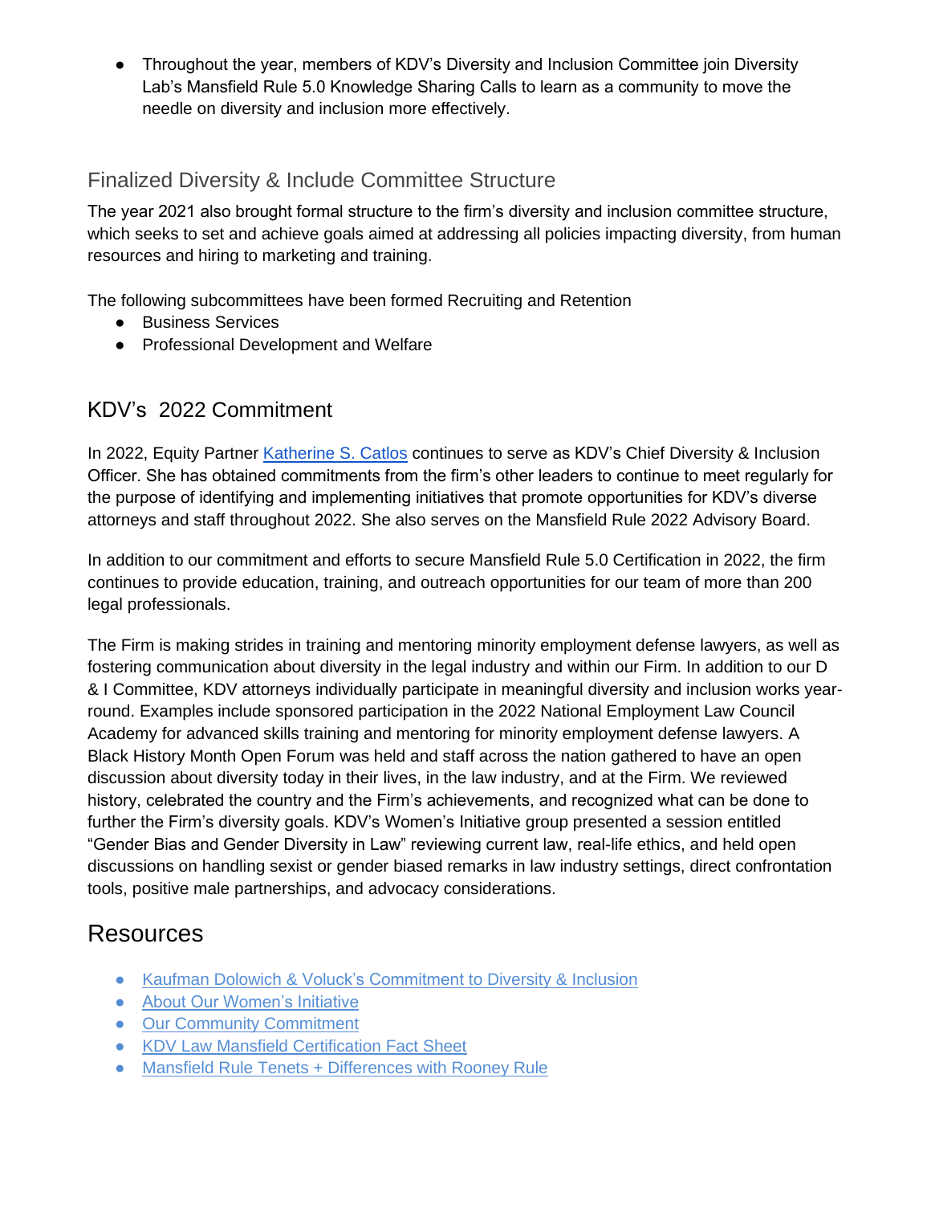- Throughout the year, members of KDV's Diversity and Inclusion Committee join Diversity Lab's Mansfield Rule 5.0 Knowledge Sharing Calls to learn as a community to move the needle on diversity and inclusion more effectively.

### Finalized Diversity & Include Committee Structure

The year 2021 also brought formal structure to the firm's diversity and inclusion committee structure, which seeks to set and achieve goals aimed at addressing all policies impacting diversity, from human resources and hiring to marketing and training.

The following subcommittees have been formed Recruiting and Retention

- Business Services
- Professional Development and Welfare

## KDV's 2022 Commitment

In 2022, Equity Partner [Katherine S. Catlos]() continues to serve as KDV's Chief Diversity & Inclusion Officer. She has obtained commitments from the firm's other leaders to continue to meet regularly for the purpose of identifying and implementing initiatives that promote opportunities for KDV's diverse attorneys and staff throughout 2022. She also serves on the Mansfield Rule 2022 Advisory Board.

In addition to our commitment and efforts to secure Mansfield Rule 5.0 Certification in 2022, the firm continues to provide education, training, and outreach opportunities for our team of more than 200 legal professionals.

The Firm is making strides in training and mentoring minority employment defense lawyers, as well as fostering communication about diversity in the legal industry and within our Firm. In addition to our D & I Committee, KDV attorneys individually participate in meaningful diversity and inclusion works year-round. Examples include sponsored participation in the 2022 National Employment Law Council Academy for advanced skills training and mentoring for minority employment defense lawyers. A Black History Month Open Forum was held and staff across the nation gathered to have an open discussion about diversity today in their lives, in the law industry, and at the Firm. We reviewed history, celebrated the country and the Firm's achievements, and recognized what can be done to further the Firm's diversity goals. KDV's Women's Initiative group presented a session entitled "Gender Bias and Gender Diversity in Law" reviewing current law, real-life ethics, and held open discussions on handling sexist or gender biased remarks in law industry settings, direct confrontation tools, positive male partnerships, and advocacy considerations.

## Resources

- [Kaufman Dolowich & Voluck's Commitment to Diversity & Inclusion]()
- [About Our Women's Initiative]()
- [Our Community Commitment]()
- [KDV Law Mansfield Certification Fact Sheet]()
- [Mansfield Rule Tenets + Differences with Rooney Rule]()